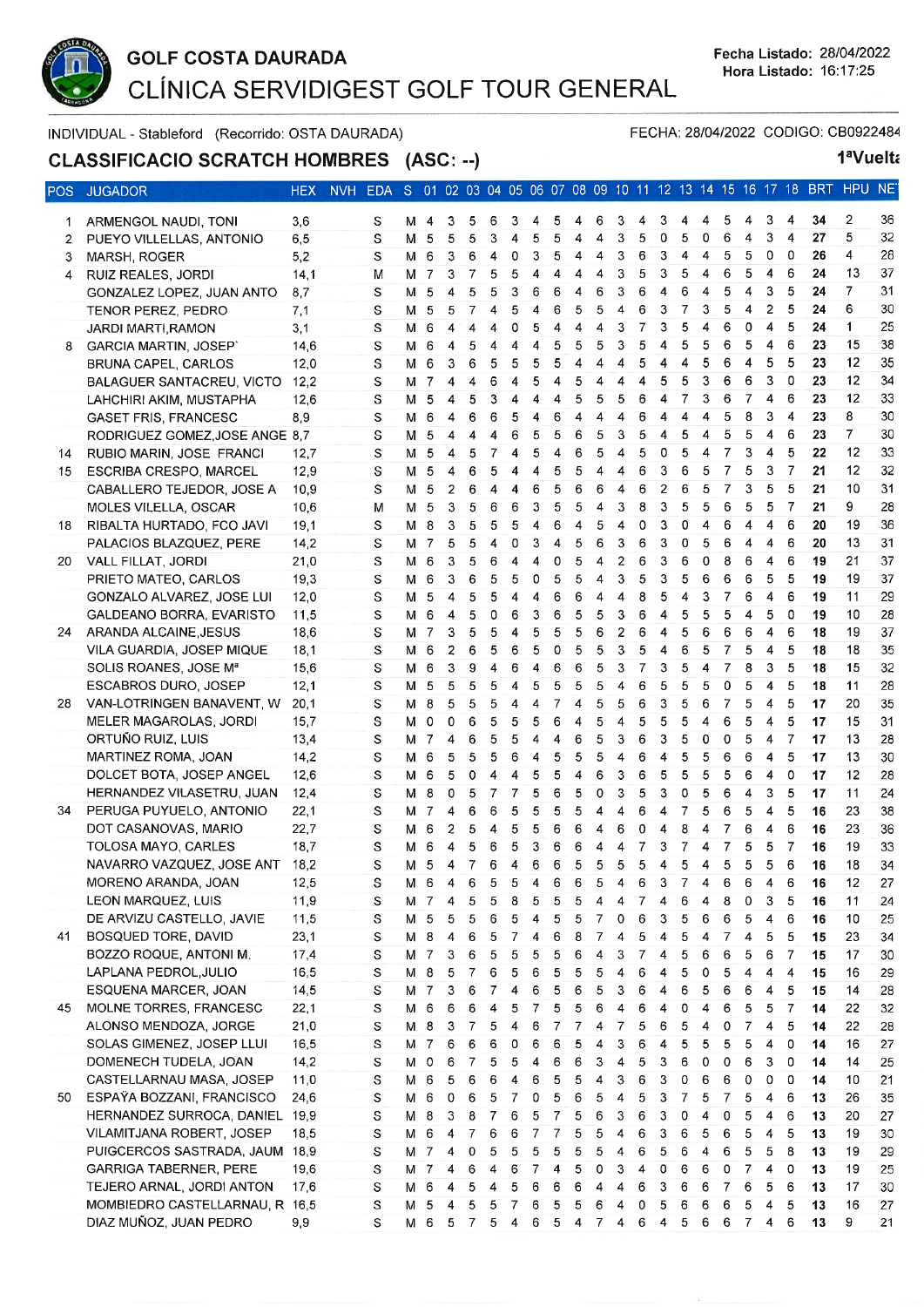# GOLF COSTA DAURADA

## CLÍNICA SERVIDIGEST GOLF TOUR GENERAL

Fecha Listado: 28/04/2022
Hora Listado: 16:17:25

INDIVIDUAL - Stableford (Recorrido: OSTA DAURADA)

FECHA: 28/04/2022 CODIGO: CB0922484

## CLASSIFICACIO SCRATCH HOMBRES (ASC: --)

1ªVuelta

| POS | JUGADOR | HEX | NVH | EDA | S | | 01 | 02 | 03 | 04 | 05 | 06 | 07 | 08 | 09 | 10 | 11 | 12 | 13 | 14 | 15 | 16 | 17 | 18 | BRT | HPU | NE |
|---|---|---|---|---|---|---|---|---|---|---|---|---|---|---|---|---|---|---|---|---|---|---|---|---|---|---|---|
| 1 | ARMENGOL NAUDI, TONI | 3,6 | | S | M | | 4 | 3 | 5 | 6 | 3 | 4 | 5 | 4 | 6 | 3 | 4 | 3 | 4 | 4 | 5 | 4 | 3 | 4 | 34 | 2 | 36 |
| 2 | PUEYO VILLELLAS, ANTONIO | 6,5 | | S | M | | 5 | 5 | 5 | 3 | 4 | 5 | 5 | 4 | 4 | 3 | 5 | 0 | 5 | 0 | 6 | 4 | 3 | 4 | 27 | 5 | 32 |
| 3 | MARSH, ROGER | 5,2 | | S | M | | 6 | 3 | 6 | 4 | 0 | 3 | 5 | 4 | 4 | 3 | 6 | 3 | 4 | 4 | 5 | 5 | 0 | 0 | 26 | 4 | 28 |
| 4 | RUIZ REALES, JORDI | 14,1 | | M | M | | 7 | 3 | 7 | 5 | 5 | 4 | 4 | 4 | 4 | 3 | 5 | 3 | 5 | 4 | 6 | 5 | 4 | 6 | 24 | 13 | 37 |
| | GONZALEZ LOPEZ, JUAN ANTO | 8,7 | | S | M | | 5 | 4 | 5 | 5 | 3 | 6 | 6 | 4 | 6 | 3 | 6 | 4 | 6 | 4 | 5 | 4 | 3 | 5 | 24 | 7 | 31 |
| | TENOR PEREZ, PEDRO | 7,1 | | S | M | | 5 | 5 | 7 | 4 | 5 | 4 | 6 | 5 | 5 | 4 | 6 | 3 | 7 | 3 | 5 | 4 | 2 | 5 | 24 | 6 | 30 |
| | JARDI MARTI,RAMON | 3,1 | | S | M | | 6 | 4 | 4 | 4 | 0 | 5 | 4 | 4 | 4 | 3 | 7 | 3 | 5 | 4 | 6 | 0 | 4 | 5 | 24 | 1 | 25 |
| 8 | GARCIA MARTIN, JOSEP` | 14,6 | | S | M | | 6 | 4 | 5 | 4 | 4 | 4 | 5 | 5 | 5 | 3 | 5 | 4 | 5 | 5 | 6 | 5 | 4 | 6 | 23 | 15 | 38 |
| | BRUNA CAPEL, CARLOS | 12,0 | | S | M | | 6 | 3 | 6 | 5 | 5 | 5 | 5 | 4 | 4 | 4 | 5 | 4 | 4 | 5 | 6 | 4 | 5 | 5 | 23 | 12 | 35 |
| | BALAGUER SANTACREU, VICTO | 12,2 | | S | M | | 7 | 4 | 4 | 6 | 4 | 5 | 4 | 5 | 4 | 4 | 4 | 5 | 5 | 3 | 6 | 6 | 3 | 0 | 23 | 12 | 34 |
| | LAHCHIRI AKIM, MUSTAPHA | 12,6 | | S | M | | 5 | 4 | 5 | 3 | 4 | 4 | 4 | 5 | 5 | 5 | 6 | 4 | 7 | 3 | 6 | 7 | 4 | 6 | 23 | 12 | 33 |
| | GASET FRIS, FRANCESC | 8,9 | | S | M | | 6 | 4 | 6 | 6 | 5 | 4 | 6 | 4 | 4 | 4 | 6 | 4 | 4 | 4 | 5 | 8 | 3 | 4 | 23 | 8 | 30 |
| | RODRIGUEZ GOMEZ,JOSE ANGE | 8,7 | | S | M | | 5 | 4 | 4 | 4 | 6 | 5 | 5 | 6 | 5 | 3 | 5 | 4 | 5 | 4 | 5 | 5 | 4 | 6 | 23 | 7 | 30 |
| 14 | RUBIO MARIN, JOSE FRANCI | 12,7 | | S | M | | 5 | 4 | 5 | 7 | 4 | 5 | 4 | 6 | 5 | 4 | 5 | 0 | 5 | 4 | 7 | 3 | 4 | 5 | 22 | 12 | 33 |
| 15 | ESCRIBA CRESPO, MARCEL | 12,9 | | S | M | | 5 | 4 | 6 | 5 | 4 | 4 | 5 | 5 | 4 | 4 | 6 | 3 | 6 | 5 | 7 | 5 | 3 | 7 | 21 | 12 | 32 |
| | CABALLERO TEJEDOR, JOSE A | 10,9 | | S | M | | 5 | 2 | 6 | 4 | 4 | 6 | 5 | 6 | 6 | 4 | 6 | 2 | 6 | 5 | 7 | 3 | 5 | 5 | 21 | 10 | 31 |
| | MOLES VILELLA, OSCAR | 10,6 | | M | M | | 5 | 3 | 5 | 6 | 6 | 3 | 5 | 5 | 4 | 3 | 8 | 3 | 5 | 5 | 6 | 5 | 5 | 7 | 21 | 9 | 28 |
| 18 | RIBALTA HURTADO, FCO JAVI | 19,1 | | S | M | | 8 | 3 | 5 | 5 | 5 | 4 | 6 | 4 | 5 | 4 | 0 | 3 | 0 | 4 | 6 | 4 | 4 | 6 | 20 | 19 | 36 |
| | PALACIOS BLAZQUEZ, PERE | 14,2 | | S | M | | 7 | 5 | 5 | 4 | 0 | 3 | 4 | 5 | 6 | 3 | 6 | 3 | 0 | 5 | 6 | 4 | 4 | 6 | 20 | 13 | 31 |
| 20 | VALL FILLAT, JORDI | 21,0 | | S | M | | 6 | 3 | 5 | 6 | 4 | 4 | 0 | 5 | 4 | 2 | 6 | 3 | 6 | 0 | 8 | 6 | 4 | 6 | 19 | 21 | 37 |
| | PRIETO MATEO, CARLOS | 19,3 | | S | M | | 6 | 3 | 6 | 5 | 5 | 0 | 5 | 5 | 4 | 3 | 5 | 3 | 5 | 6 | 6 | 6 | 5 | 5 | 19 | 19 | 37 |
| | GONZALO ALVAREZ, JOSE LUI | 12,0 | | S | M | | 5 | 4 | 5 | 5 | 4 | 4 | 6 | 6 | 4 | 4 | 8 | 5 | 4 | 3 | 7 | 6 | 4 | 6 | 19 | 11 | 29 |
| | GALDEANO BORRA, EVARISTO | 11,5 | | S | M | | 6 | 4 | 5 | 0 | 6 | 3 | 6 | 5 | 5 | 3 | 6 | 4 | 5 | 5 | 5 | 4 | 5 | 0 | 19 | 10 | 28 |
| 24 | ARANDA ALCAINE,JESUS | 18,6 | | S | M | | 7 | 3 | 5 | 5 | 4 | 5 | 5 | 5 | 6 | 2 | 6 | 4 | 5 | 6 | 6 | 6 | 4 | 6 | 18 | 19 | 37 |
| | VILA GUARDIA, JOSEP MIQUE | 18,1 | | S | M | | 6 | 2 | 6 | 5 | 6 | 5 | 0 | 5 | 5 | 3 | 5 | 4 | 6 | 5 | 7 | 5 | 4 | 5 | 18 | 18 | 35 |
| | SOLIS ROANES, JOSE Mª | 15,6 | | S | M | | 6 | 3 | 9 | 4 | 6 | 4 | 6 | 6 | 5 | 3 | 7 | 3 | 5 | 4 | 7 | 8 | 3 | 5 | 18 | 15 | 32 |
| | ESCABROS DURO, JOSEP | 12,1 | | S | M | | 5 | 5 | 5 | 5 | 4 | 5 | 5 | 5 | 5 | 4 | 6 | 5 | 5 | 5 | 0 | 5 | 4 | 5 | 18 | 11 | 28 |
| 28 | VAN-LOTRINGEN BANAVENT, W | 20,1 | | S | M | | 8 | 5 | 5 | 5 | 4 | 4 | 7 | 4 | 5 | 5 | 6 | 3 | 5 | 6 | 7 | 5 | 4 | 5 | 17 | 20 | 35 |
| | MELER MAGAROLAS, JORDI | 15,7 | | S | M | | 0 | 0 | 6 | 5 | 5 | 5 | 6 | 4 | 5 | 4 | 5 | 5 | 5 | 4 | 6 | 5 | 4 | 5 | 17 | 15 | 31 |
| | ORTUÑO RUIZ, LUIS | 13,4 | | S | M | | 7 | 4 | 6 | 5 | 4 | 4 | 6 | 5 | 5 | 3 | 6 | 3 | 5 | 0 | 0 | 5 | 4 | 7 | 17 | 13 | 28 |
| | MARTINEZ ROMA, JOAN | 14,2 | | S | M | | 6 | 5 | 5 | 5 | 6 | 4 | 5 | 5 | 5 | 4 | 6 | 4 | 5 | 5 | 6 | 6 | 4 | 5 | 17 | 13 | 30 |
| | DOLCET BOTA, JOSEP ANGEL | 12,6 | | S | M | | 6 | 5 | 0 | 4 | 4 | 5 | 5 | 4 | 6 | 3 | 6 | 5 | 5 | 5 | 5 | 6 | 4 | 0 | 17 | 12 | 28 |
| | HERNANDEZ VILASETRU, JUAN | 12,4 | | S | M | | 8 | 0 | 5 | 7 | 7 | 5 | 6 | 5 | 0 | 3 | 5 | 3 | 0 | 5 | 6 | 4 | 3 | 5 | 17 | 11 | 24 |
| 34 | PERUGA PUYUELO, ANTONIO | 22,1 | | S | M | | 7 | 4 | 6 | 6 | 5 | 5 | 5 | 5 | 4 | 4 | 6 | 4 | 7 | 5 | 6 | 5 | 4 | 5 | 16 | 23 | 38 |
| | DOT CASANOVAS, MARIO | 22,7 | | S | M | | 6 | 2 | 5 | 4 | 5 | 5 | 6 | 6 | 4 | 6 | 0 | 4 | 8 | 4 | 7 | 6 | 4 | 6 | 16 | 23 | 36 |
| | TOLOSA MAYO, CARLES | 18,7 | | S | M | | 6 | 4 | 5 | 6 | 5 | 3 | 6 | 6 | 4 | 4 | 7 | 3 | 7 | 4 | 7 | 5 | 5 | 7 | 16 | 19 | 33 |
| | NAVARRO VAZQUEZ, JOSE ANT | 18,2 | | S | M | | 5 | 4 | 7 | 6 | 4 | 6 | 6 | 5 | 5 | 5 | 5 | 4 | 5 | 4 | 5 | 5 | 5 | 6 | 16 | 18 | 34 |
| | MORENO ARANDA, JOAN | 12,5 | | S | M | | 6 | 4 | 6 | 5 | 5 | 4 | 6 | 6 | 5 | 4 | 6 | 3 | 7 | 4 | 6 | 6 | 4 | 6 | 16 | 12 | 27 |
| | LEON MARQUEZ, LUIS | 11,9 | | S | M | | 7 | 4 | 5 | 5 | 8 | 5 | 5 | 5 | 4 | 4 | 7 | 4 | 6 | 4 | 8 | 0 | 3 | 5 | 16 | 11 | 24 |
| | DE ARVIZU CASTELLO, JAVIE | 11,5 | | S | M | | 5 | 5 | 5 | 6 | 5 | 4 | 5 | 5 | 7 | 0 | 6 | 3 | 5 | 6 | 6 | 5 | 4 | 6 | 16 | 10 | 25 |
| 41 | BOSQUED TORE, DAVID | 23,1 | | S | M | | 8 | 4 | 6 | 5 | 7 | 4 | 6 | 8 | 7 | 4 | 5 | 4 | 5 | 4 | 7 | 4 | 5 | 5 | 15 | 23 | 34 |
| | BOZZO ROQUE, ANTONI M. | 17,4 | | S | M | | 7 | 3 | 6 | 5 | 5 | 5 | 5 | 6 | 4 | 3 | 7 | 4 | 5 | 6 | 6 | 5 | 6 | 7 | 15 | 17 | 30 |
| | LAPLANA PEDROL,JULIO | 16,5 | | S | M | | 8 | 5 | 7 | 6 | 5 | 6 | 5 | 5 | 5 | 4 | 6 | 4 | 5 | 0 | 5 | 4 | 4 | 4 | 15 | 16 | 29 |
| | ESQUENA MARCER, JOAN | 14,5 | | S | M | | 7 | 3 | 6 | 7 | 4 | 6 | 5 | 6 | 5 | 3 | 6 | 4 | 6 | 5 | 6 | 6 | 4 | 5 | 15 | 14 | 28 |
| 45 | MOLNE TORRES, FRANCESC | 22,1 | | S | M | | 6 | 6 | 6 | 4 | 5 | 7 | 5 | 5 | 6 | 4 | 6 | 4 | 0 | 4 | 6 | 5 | 5 | 7 | 14 | 22 | 32 |
| | ALONSO MENDOZA, JORGE | 21,0 | | S | M | | 8 | 3 | 7 | 5 | 4 | 6 | 7 | 7 | 4 | 7 | 5 | 6 | 5 | 4 | 0 | 7 | 4 | 5 | 14 | 22 | 28 |
| | SOLAS GIMENEZ, JOSEP LLUI | 16,5 | | S | M | | 7 | 6 | 6 | 6 | 0 | 6 | 6 | 5 | 4 | 3 | 6 | 4 | 5 | 5 | 5 | 5 | 4 | 0 | 14 | 16 | 27 |
| | DOMENECH TUDELA, JOAN | 14,2 | | S | M | | 0 | 6 | 7 | 5 | 5 | 4 | 6 | 6 | 3 | 4 | 5 | 3 | 6 | 0 | 0 | 6 | 3 | 0 | 14 | 14 | 25 |
| | CASTELLARNAU MASA, JOSEP | 11,0 | | S | M | | 6 | 5 | 6 | 6 | 4 | 6 | 5 | 5 | 4 | 3 | 6 | 3 | 0 | 6 | 6 | 0 | 0 | 0 | 14 | 10 | 21 |
| 50 | ESPAÝA BOZZANI, FRANCISCO | 24,6 | | S | M | | 6 | 0 | 6 | 5 | 7 | 0 | 5 | 6 | 5 | 5 | 4 | 5 | 3 | 7 | 5 | 7 | 5 | 4 | 6 | 13 | 26 | 35 |
| | HERNANDEZ SURROCA, DANIEL | 19,9 | | S | M | | 8 | 3 | 8 | 7 | 6 | 5 | 7 | 5 | 6 | 3 | 6 | 3 | 0 | 4 | 0 | 5 | 4 | 6 | 13 | 20 | 27 |
| | VILAMITJANA ROBERT, JOSEP | 18,5 | | S | M | | 6 | 4 | 7 | 6 | 6 | 7 | 7 | 5 | 5 | 4 | 6 | 3 | 6 | 5 | 6 | 5 | 4 | 5 | 13 | 19 | 30 |
| | PUIGCERCOS SASTRADA, JAUM | 18,9 | | S | M | | 7 | 4 | 0 | 5 | 5 | 5 | 5 | 5 | 4 | 6 | 5 | 6 | 4 | 6 | 5 | 5 | 5 | 8 | 13 | 19 | 29 |
| | GARRIGA TABERNER, PERE | 19,6 | | S | M | | 7 | 4 | 6 | 4 | 6 | 7 | 4 | 5 | 0 | 3 | 4 | 0 | 6 | 6 | 0 | 7 | 4 | 0 | 13 | 19 | 25 |
| | TEJERO ARNAL, JORDI ANTON | 17,6 | | S | M | | 6 | 4 | 5 | 4 | 5 | 6 | 6 | 6 | 4 | 4 | 6 | 3 | 6 | 6 | 7 | 6 | 5 | 6 | 13 | 17 | 30 |
| | MOMBIEDRO CASTELLARNAU, R | 16,5 | | S | M | | 5 | 4 | 5 | 5 | 7 | 6 | 5 | 5 | 6 | 4 | 0 | 5 | 6 | 6 | 6 | 5 | 4 | 5 | 13 | 16 | 27 |
| | DIAZ MUÑOZ, JUAN PEDRO | 9,9 | | S | M | | 6 | 5 | 7 | 5 | 4 | 6 | 5 | 4 | 7 | 4 | 6 | 4 | 5 | 6 | 6 | 7 | 4 | 6 | 13 | 9 | 21 |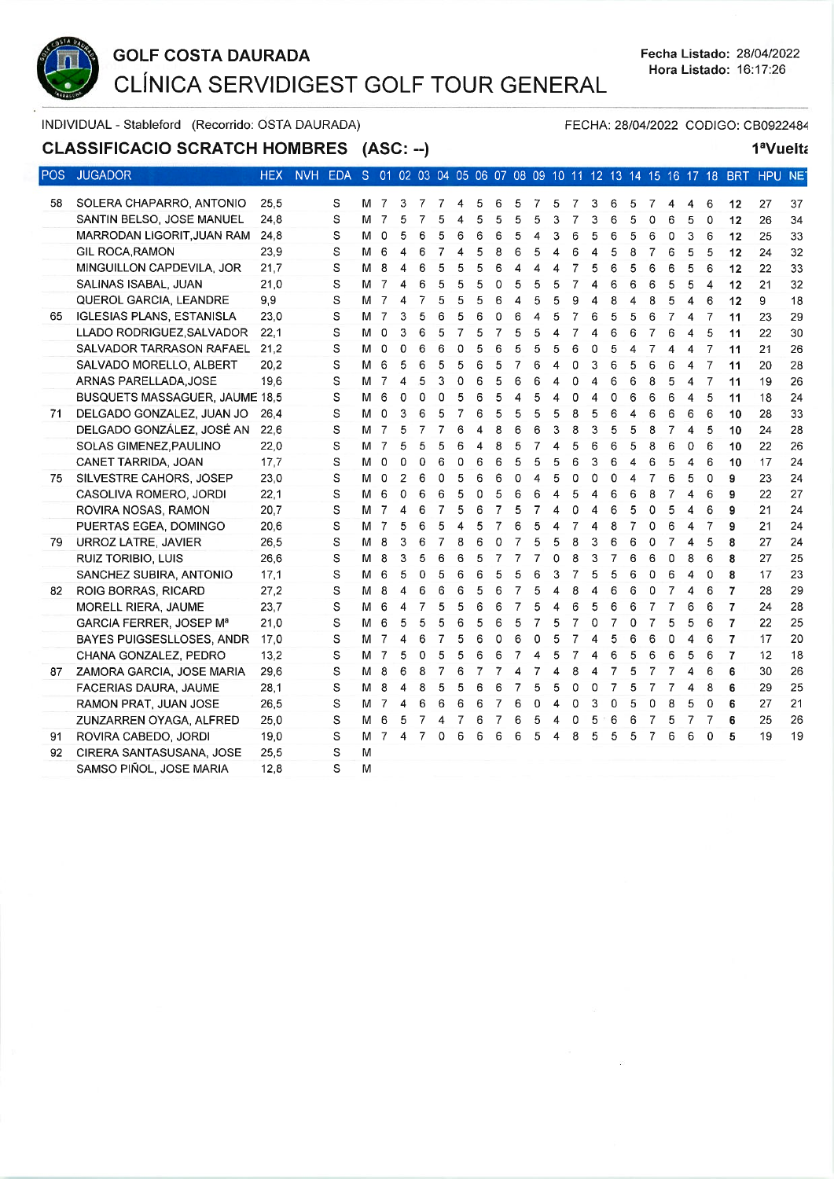## GOLF COSTA DAURADA

## CLÍNICA SERVIDIGEST GOLF TOUR GENERAL

Fecha Listado: 28/04/2022
Hora Listado: 16:17:26

INDIVIDUAL - Stableford (Recorrido: OSTA DAURADA)

FECHA: 28/04/2022 CODIGO: CB0922484

### CLASSIFICACIO SCRATCH HOMBRES (ASC: --)

1ªVuelta

| POS | JUGADOR | HEX | NVH | EDA | S | 01 | 02 | 03 | 04 | 05 | 06 | 07 | 08 | 09 | 10 | 11 | 12 | 13 | 14 | 15 | 16 | 17 | 18 | BRT | HPU | NET |
|---|---|---|---|---|---|---|---|---|---|---|---|---|---|---|---|---|---|---|---|---|---|---|---|---|---|---|
| 58 | SOLERA CHAPARRO, ANTONIO | 25,5 | | S | M | 7 | 3 | 7 | 7 | 4 | 5 | 6 | 5 | 7 | 5 | 7 | 3 | 6 | 5 | 7 | 4 | 4 | 6 | 12 | 27 | 37 |
| | SANTIN BELSO, JOSE MANUEL | 24,8 | | S | M | 7 | 5 | 7 | 5 | 4 | 5 | 5 | 5 | 5 | 3 | 7 | 3 | 6 | 5 | 0 | 6 | 5 | 0 | 12 | 26 | 34 |
| | MARRODAN LIGORIT,JUAN RAM | 24,8 | | S | M | 0 | 5 | 6 | 5 | 6 | 6 | 6 | 5 | 4 | 3 | 6 | 5 | 6 | 5 | 6 | 0 | 3 | 6 | 12 | 25 | 33 |
| | GIL ROCA,RAMON | 23,9 | | S | M | 6 | 4 | 6 | 7 | 4 | 5 | 8 | 6 | 5 | 4 | 6 | 4 | 5 | 8 | 7 | 6 | 5 | 5 | 12 | 24 | 32 |
| | MINGUILLON CAPDEVILA, JOR | 21,7 | | S | M | 8 | 4 | 6 | 5 | 5 | 6 | 4 | 4 | 4 | 7 | 5 | 6 | 5 | 6 | 6 | 5 | 6 | | 12 | 22 | 33 |
| | SALINAS ISABAL, JUAN | 21,0 | | S | M | 7 | 4 | 6 | 5 | 5 | 5 | 0 | 5 | 5 | 5 | 7 | 4 | 6 | 6 | 6 | 5 | 5 | 4 | 12 | 21 | 32 |
| | QUEROL GARCIA, LEANDRE | 9,9 | | S | M | 7 | 4 | 7 | 5 | 5 | 5 | 6 | 4 | 5 | 5 | 9 | 4 | 8 | 4 | 8 | 5 | 4 | 6 | 12 | 9 | 18 |
| 65 | IGLESIAS PLANS, ESTANISLA | 23,0 | | S | M | 7 | 3 | 5 | 6 | 5 | 6 | 0 | 6 | 4 | 5 | 7 | 6 | 5 | 5 | 6 | 7 | 4 | 7 | 11 | 23 | 29 |
| | LLADO RODRIGUEZ,SALVADOR | 22,1 | | S | M | 0 | 3 | 6 | 5 | 7 | 5 | 7 | 5 | 5 | 4 | 7 | 4 | 6 | 6 | 7 | 6 | 4 | 5 | 11 | 22 | 30 |
| | SALVADOR TARRASON RAFAEL | 21,2 | | S | M | 0 | 0 | 6 | 6 | 0 | 5 | 6 | 5 | 5 | 5 | 6 | 0 | 5 | 4 | 7 | 4 | 4 | 7 | 11 | 21 | 26 |
| | SALVADO MORELLO, ALBERT | 20,2 | | S | M | 6 | 5 | 6 | 5 | 5 | 6 | 5 | 7 | 6 | 4 | 0 | 3 | 6 | 5 | 6 | 6 | 4 | 7 | 11 | 20 | 28 |
| | ARNAS PARELLADA,JOSE | 19,6 | | S | M | 7 | 4 | 5 | 3 | 0 | 6 | 5 | 6 | 6 | 4 | 0 | 4 | 6 | 6 | 8 | 5 | 4 | 7 | 11 | 19 | 26 |
| | BUSQUETS MASSAGUER, JAUME | 18,5 | | S | M | 6 | 0 | 0 | 0 | 5 | 6 | 5 | 4 | 5 | 4 | 0 | 4 | 0 | 6 | 6 | 6 | 4 | 5 | 11 | 18 | 24 |
| 71 | DELGADO GONZALEZ, JUAN JO | 26,4 | | S | M | 0 | 3 | 6 | 5 | 7 | 6 | 5 | 5 | 5 | 5 | 8 | 5 | 6 | 4 | 6 | 6 | 6 | 6 | 10 | 28 | 33 |
| | DELGADO GONZÁLEZ, JOSÉ AN | 22,6 | | S | M | 7 | 5 | 7 | 7 | 6 | 4 | 8 | 6 | 6 | 3 | 8 | 3 | 5 | 5 | 8 | 7 | 4 | 5 | 10 | 24 | 28 |
| | SOLAS GIMENEZ,PAULINO | 22,0 | | S | M | 7 | 5 | 5 | 5 | 6 | 4 | 8 | 5 | 7 | 4 | 5 | 6 | 6 | 5 | 8 | 6 | 0 | 6 | 10 | 22 | 26 |
| | CANET TARRIDA, JOAN | 17,7 | | S | M | 0 | 0 | 0 | 6 | 0 | 6 | 6 | 5 | 5 | 5 | 6 | 3 | 6 | 4 | 6 | 5 | 4 | 6 | 10 | 17 | 24 |
| 75 | SILVESTRE CAHORS, JOSEP | 23,0 | | S | M | 0 | 2 | 6 | 0 | 5 | 6 | 6 | 0 | 4 | 5 | 0 | 0 | 0 | 4 | 7 | 6 | 5 | 0 | 9 | 23 | 24 |
| | CASOLIVA ROMERO, JORDI | 22,1 | | S | M | 6 | 0 | 6 | 6 | 5 | 0 | 5 | 6 | 6 | 4 | 5 | 4 | 6 | 6 | 8 | 7 | 4 | 6 | 9 | 22 | 27 |
| | ROVIRA NOSAS, RAMON | 20,7 | | S | M | 7 | 4 | 6 | 7 | 5 | 6 | 7 | 5 | 7 | 4 | 0 | 4 | 6 | 5 | 0 | 5 | 4 | 6 | 9 | 21 | 24 |
| | PUERTAS EGEA, DOMINGO | 20,6 | | S | M | 7 | 5 | 6 | 5 | 4 | 5 | 7 | 6 | 5 | 4 | 7 | 4 | 8 | 7 | 0 | 6 | 4 | 7 | 9 | 21 | 24 |
| 79 | URROZ LATRE, JAVIER | 26,5 | | S | M | 8 | 3 | 6 | 7 | 8 | 6 | 0 | 7 | 5 | 5 | 8 | 3 | 6 | 6 | 0 | 7 | 4 | 5 | 8 | 27 | 24 |
| | RUIZ TORIBIO, LUIS | 26,6 | | S | M | 8 | 3 | 5 | 6 | 6 | 5 | 7 | 7 | 7 | 0 | 8 | 3 | 7 | 6 | 6 | 0 | 8 | 6 | 8 | 27 | 25 |
| | SANCHEZ SUBIRA, ANTONIO | 17,1 | | S | M | 6 | 5 | 0 | 5 | 6 | 6 | 5 | 5 | 6 | 3 | 7 | 5 | 5 | 6 | 0 | 6 | 4 | 0 | 8 | 17 | 23 |
| 82 | ROIG BORRAS, RICARD | 27,2 | | S | M | 8 | 4 | 6 | 6 | 6 | 5 | 6 | 7 | 5 | 4 | 8 | 4 | 6 | 6 | 0 | 7 | 4 | 6 | 7 | 28 | 29 |
| | MORELL RIERA, JAUME | 23,7 | | S | M | 6 | 4 | 7 | 5 | 5 | 6 | 6 | 7 | 5 | 4 | 6 | 5 | 6 | 6 | 7 | 7 | 6 | 6 | 7 | 24 | 28 |
| | GARCIA FERRER, JOSEP Mª | 21,0 | | S | M | 6 | 5 | 5 | 5 | 6 | 5 | 6 | 5 | 7 | 5 | 7 | 0 | 7 | 0 | 7 | 5 | 5 | 6 | 7 | 22 | 25 |
| | BAYES PUIGSESLLOSES, ANDR | 17,0 | | S | M | 7 | 4 | 6 | 7 | 5 | 6 | 0 | 6 | 0 | 5 | 7 | 4 | 5 | 6 | 6 | 0 | 4 | 6 | 7 | 17 | 20 |
| | CHANA GONZALEZ, PEDRO | 13,2 | | S | M | 7 | 5 | 0 | 5 | 5 | 6 | 6 | 7 | 4 | 5 | 7 | 4 | 6 | 5 | 6 | 6 | 5 | 6 | 7 | 12 | 18 |
| 87 | ZAMORA GARCIA, JOSE MARIA | 29,6 | | S | M | 8 | 6 | 8 | 7 | 6 | 7 | 7 | 4 | 7 | 4 | 8 | 4 | 7 | 5 | 7 | 7 | 4 | 6 | 6 | 30 | 26 |
| | FACERIAS DAURA, JAUME | 28,1 | | S | M | 8 | 4 | 8 | 5 | 5 | 6 | 6 | 7 | 5 | 5 | 0 | 0 | 7 | 5 | 7 | 7 | 4 | 8 | 6 | 29 | 25 |
| | RAMON PRAT, JUAN JOSE | 26,5 | | S | M | 7 | 4 | 6 | 6 | 6 | 6 | 7 | 6 | 0 | 4 | 0 | 3 | 0 | 5 | 0 | 8 | 5 | 0 | 6 | 27 | 21 |
| | ZUNZARREN OYAGA, ALFRED | 25,0 | | S | M | 6 | 5 | 7 | 4 | 7 | 6 | 7 | 6 | 5 | 4 | 0 | 5 | 6 | 6 | 7 | 5 | 7 | 7 | 6 | 25 | 26 |
| 91 | ROVIRA CABEDO, JORDI | 19,0 | | S | M | 7 | 4 | 7 | 0 | 6 | 6 | 6 | 6 | 5 | 4 | 8 | 5 | 5 | 5 | 7 | 6 | 6 | 0 | 5 | 19 | 19 |
| 92 | CIRERA SANTASUSANA, JOSE | 25,5 | | S | M | | | | | | | | | | | | | | | | | | | | | |
| | SAMSO PIÑOL, JOSE MARIA | 12,8 | | S | M | | | | | | | | | | | | | | | | | | | | | |